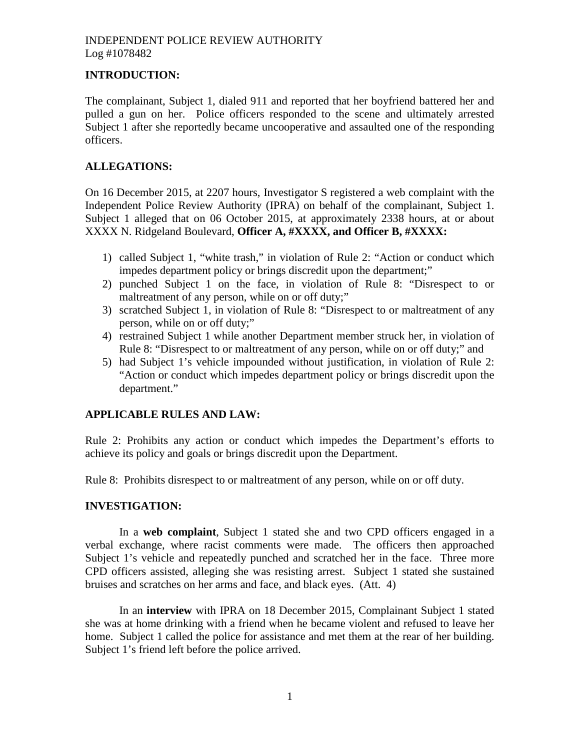INDEPENDENT POLICE REVIEW AUTHORITY
Log #1078482

## INTRODUCTION:

The complainant, Subject 1, dialed 911 and reported that her boyfriend battered her and pulled a gun on her. Police officers responded to the scene and ultimately arrested Subject 1 after she reportedly became uncooperative and assaulted one of the responding officers.

## ALLEGATIONS:

On 16 December 2015, at 2207 hours, Investigator S registered a web complaint with the Independent Police Review Authority (IPRA) on behalf of the complainant, Subject 1. Subject 1 alleged that on 06 October 2015, at approximately 2338 hours, at or about XXXX N. Ridgeland Boulevard, **Officer A, #XXXX, and Officer B, #XXXX:**

1) called Subject 1, "white trash," in violation of Rule 2: "Action or conduct which impedes department policy or brings discredit upon the department;"
2) punched Subject 1 on the face, in violation of Rule 8: "Disrespect to or maltreatment of any person, while on or off duty;"
3) scratched Subject 1, in violation of Rule 8: "Disrespect to or maltreatment of any person, while on or off duty;"
4) restrained Subject 1 while another Department member struck her, in violation of Rule 8: "Disrespect to or maltreatment of any person, while on or off duty;" and
5) had Subject 1's vehicle impounded without justification, in violation of Rule 2: "Action or conduct which impedes department policy or brings discredit upon the department."

## APPLICABLE RULES AND LAW:

Rule 2: Prohibits any action or conduct which impedes the Department's efforts to achieve its policy and goals or brings discredit upon the Department.

Rule 8: Prohibits disrespect to or maltreatment of any person, while on or off duty.

## INVESTIGATION:

In a **web complaint**, Subject 1 stated she and two CPD officers engaged in a verbal exchange, where racist comments were made. The officers then approached Subject 1's vehicle and repeatedly punched and scratched her in the face. Three more CPD officers assisted, alleging she was resisting arrest. Subject 1 stated she sustained bruises and scratches on her arms and face, and black eyes. (Att. 4)

In an **interview** with IPRA on 18 December 2015, Complainant Subject 1 stated she was at home drinking with a friend when he became violent and refused to leave her home. Subject 1 called the police for assistance and met them at the rear of her building. Subject 1's friend left before the police arrived.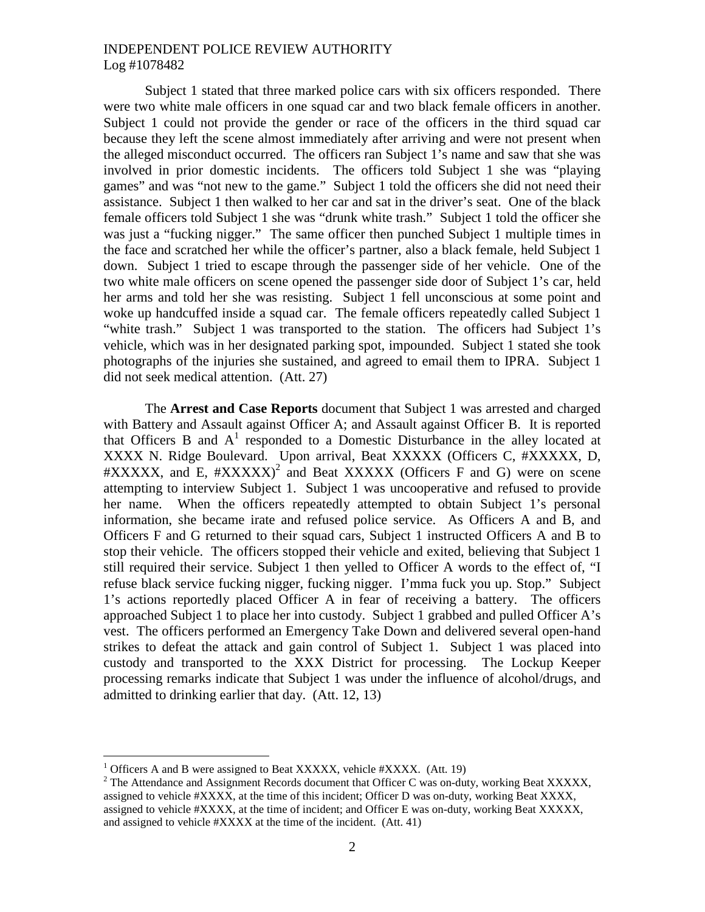Subject 1 stated that three marked police cars with six officers responded. There were two white male officers in one squad car and two black female officers in another. Subject 1 could not provide the gender or race of the officers in the third squad car because they left the scene almost immediately after arriving and were not present when the alleged misconduct occurred. The officers ran Subject 1's name and saw that she was involved in prior domestic incidents. The officers told Subject 1 she was "playing games" and was "not new to the game." Subject 1 told the officers she did not need their assistance. Subject 1 then walked to her car and sat in the driver's seat. One of the black female officers told Subject 1 she was "drunk white trash." Subject 1 told the officer she was just a "fucking nigger." The same officer then punched Subject 1 multiple times in the face and scratched her while the officer's partner, also a black female, held Subject 1 down. Subject 1 tried to escape through the passenger side of her vehicle. One of the two white male officers on scene opened the passenger side door of Subject 1's car, held her arms and told her she was resisting. Subject 1 fell unconscious at some point and woke up handcuffed inside a squad car. The female officers repeatedly called Subject 1 "white trash." Subject 1 was transported to the station. The officers had Subject 1's vehicle, which was in her designated parking spot, impounded. Subject 1 stated she took photographs of the injuries she sustained, and agreed to email them to IPRA. Subject 1 did not seek medical attention. (Att. 27)

The **Arrest and Case Reports** document that Subject 1 was arrested and charged with Battery and Assault against Officer A; and Assault against Officer B. It is reported that Officers B and A[1] responded to a Domestic Disturbance in the alley located at XXXX N. Ridge Boulevard. Upon arrival, Beat XXXXX (Officers C, #XXXXX, D, #XXXXX, and E, #XXXXX)[2] and Beat XXXXX (Officers F and G) were on scene attempting to interview Subject 1. Subject 1 was uncooperative and refused to provide her name. When the officers repeatedly attempted to obtain Subject 1's personal information, she became irate and refused police service. As Officers A and B, and Officers F and G returned to their squad cars, Subject 1 instructed Officers A and B to stop their vehicle. The officers stopped their vehicle and exited, believing that Subject 1 still required their service. Subject 1 then yelled to Officer A words to the effect of, "I refuse black service fucking nigger, fucking nigger. I'mma fuck you up. Stop." Subject 1's actions reportedly placed Officer A in fear of receiving a battery. The officers approached Subject 1 to place her into custody. Subject 1 grabbed and pulled Officer A's vest. The officers performed an Emergency Take Down and delivered several open-hand strikes to defeat the attack and gain control of Subject 1. Subject 1 was placed into custody and transported to the XXX District for processing. The Lockup Keeper processing remarks indicate that Subject 1 was under the influence of alcohol/drugs, and admitted to drinking earlier that day. (Att. 12, 13)

---

[1] Officers A and B were assigned to Beat XXXXX, vehicle #XXXX. (Att. 19)

[2] The Attendance and Assignment Records document that Officer C was on-duty, working Beat XXXXX, assigned to vehicle #XXXX, at the time of this incident; Officer D was on-duty, working Beat XXXX, assigned to vehicle #XXXX, at the time of incident; and Officer E was on-duty, working Beat XXXXX, and assigned to vehicle #XXXX at the time of the incident. (Att. 41)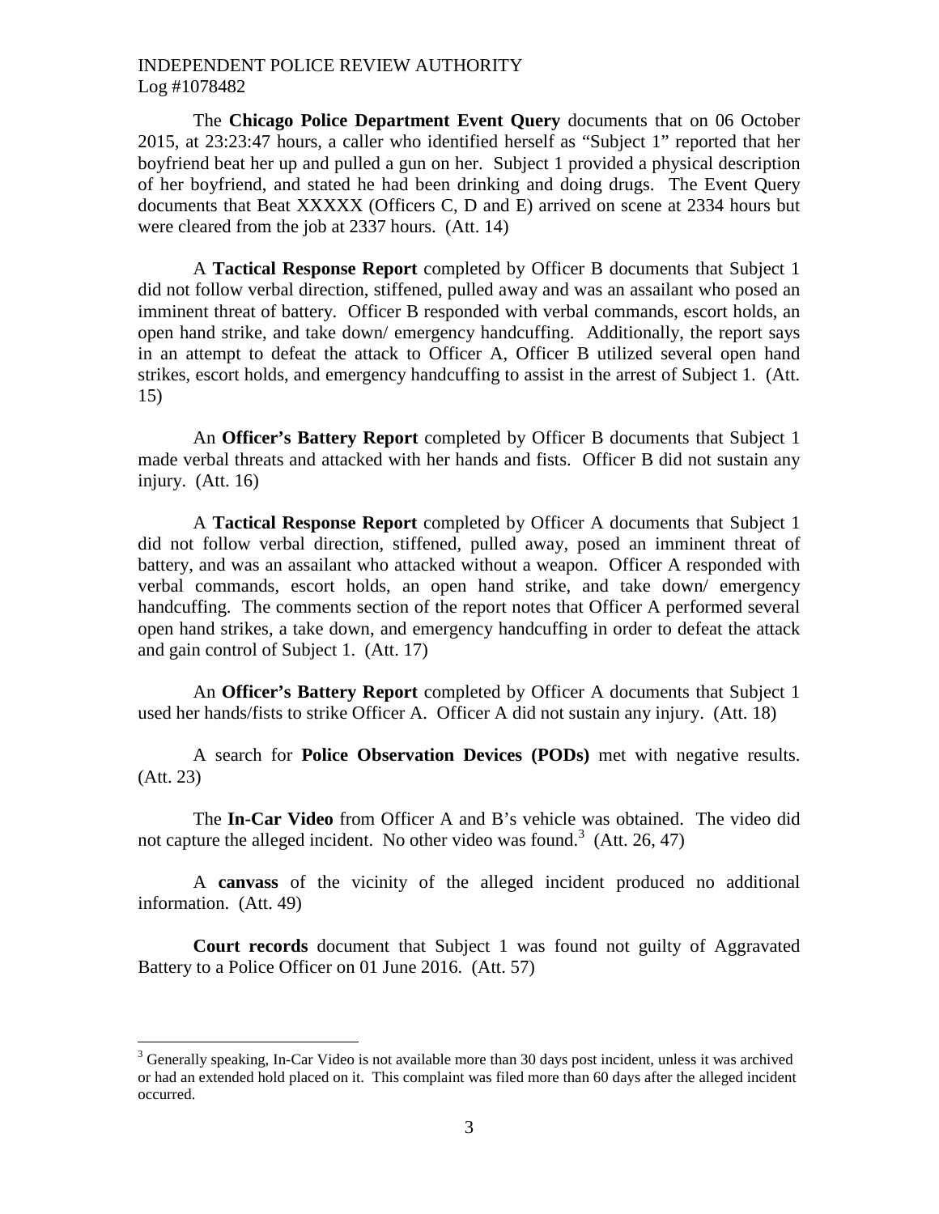The **Chicago Police Department Event Query** documents that on 06 October 2015, at 23:23:47 hours, a caller who identified herself as "Subject 1" reported that her boyfriend beat her up and pulled a gun on her. Subject 1 provided a physical description of her boyfriend, and stated he had been drinking and doing drugs. The Event Query documents that Beat XXXXX (Officers C, D and E) arrived on scene at 2334 hours but were cleared from the job at 2337 hours. (Att. 14)

A **Tactical Response Report** completed by Officer B documents that Subject 1 did not follow verbal direction, stiffened, pulled away and was an assailant who posed an imminent threat of battery. Officer B responded with verbal commands, escort holds, an open hand strike, and take down/ emergency handcuffing. Additionally, the report says in an attempt to defeat the attack to Officer A, Officer B utilized several open hand strikes, escort holds, and emergency handcuffing to assist in the arrest of Subject 1. (Att. 15)

An **Officer's Battery Report** completed by Officer B documents that Subject 1 made verbal threats and attacked with her hands and fists. Officer B did not sustain any injury. (Att. 16)

A **Tactical Response Report** completed by Officer A documents that Subject 1 did not follow verbal direction, stiffened, pulled away, posed an imminent threat of battery, and was an assailant who attacked without a weapon. Officer A responded with verbal commands, escort holds, an open hand strike, and take down/ emergency handcuffing. The comments section of the report notes that Officer A performed several open hand strikes, a take down, and emergency handcuffing in order to defeat the attack and gain control of Subject 1. (Att. 17)

An **Officer's Battery Report** completed by Officer A documents that Subject 1 used her hands/fists to strike Officer A. Officer A did not sustain any injury. (Att. 18)

A search for **Police Observation Devices (PODs)** met with negative results. (Att. 23)

The **In-Car Video** from Officer A and B's vehicle was obtained. The video did not capture the alleged incident. No other video was found.[3] (Att. 26, 47)

A **canvass** of the vicinity of the alleged incident produced no additional information. (Att. 49)

**Court records** document that Subject 1 was found not guilty of Aggravated Battery to a Police Officer on 01 June 2016. (Att. 57)

---

[3] Generally speaking, In-Car Video is not available more than 30 days post incident, unless it was archived or had an extended hold placed on it. This complaint was filed more than 60 days after the alleged incident occurred.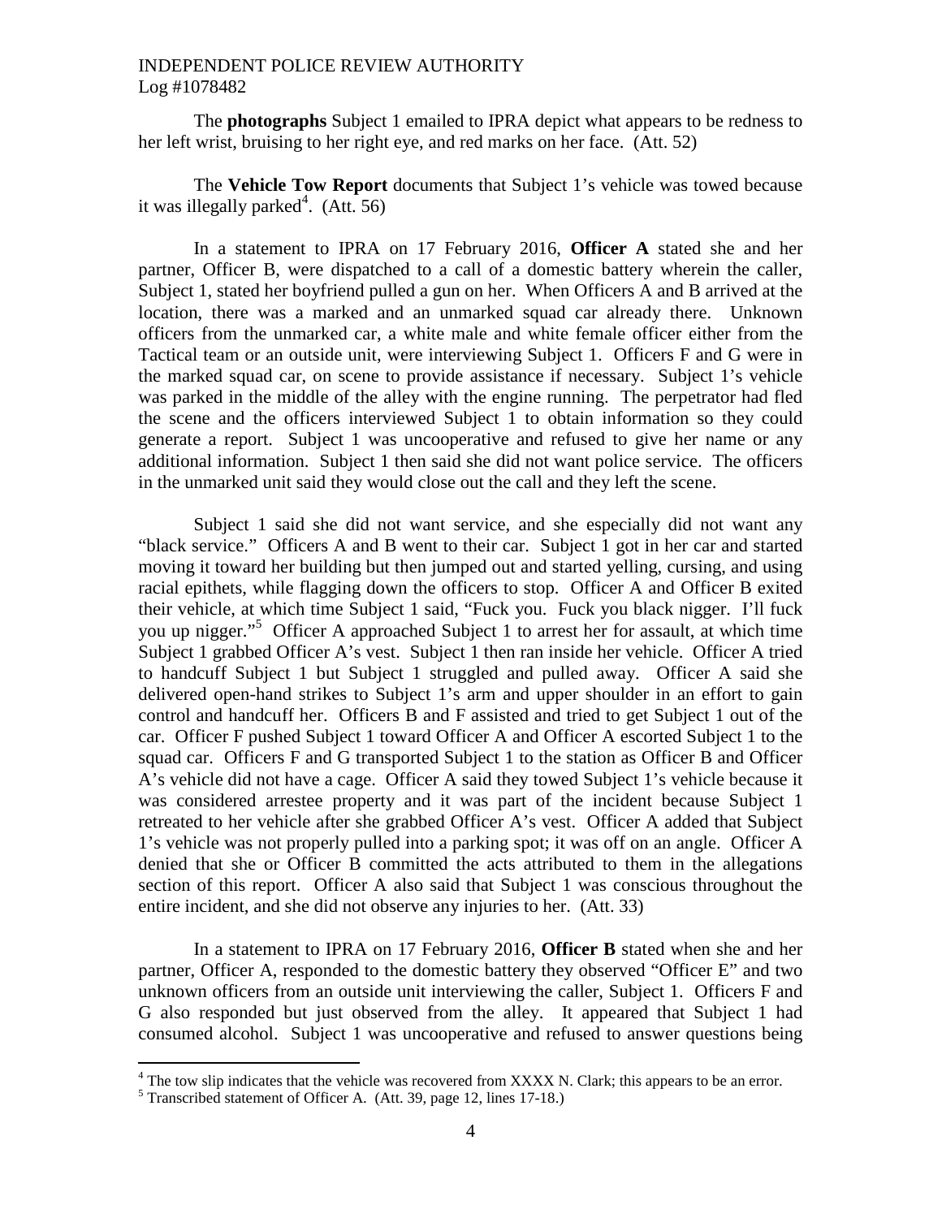The **photographs** Subject 1 emailed to IPRA depict what appears to be redness to her left wrist, bruising to her right eye, and red marks on her face. (Att. 52)

The **Vehicle Tow Report** documents that Subject 1's vehicle was towed because it was illegally parked[4]. (Att. 56)

In a statement to IPRA on 17 February 2016, **Officer A** stated she and her partner, Officer B, were dispatched to a call of a domestic battery wherein the caller, Subject 1, stated her boyfriend pulled a gun on her. When Officers A and B arrived at the location, there was a marked and an unmarked squad car already there. Unknown officers from the unmarked car, a white male and white female officer either from the Tactical team or an outside unit, were interviewing Subject 1. Officers F and G were in the marked squad car, on scene to provide assistance if necessary. Subject 1's vehicle was parked in the middle of the alley with the engine running. The perpetrator had fled the scene and the officers interviewed Subject 1 to obtain information so they could generate a report. Subject 1 was uncooperative and refused to give her name or any additional information. Subject 1 then said she did not want police service. The officers in the unmarked unit said they would close out the call and they left the scene.

Subject 1 said she did not want service, and she especially did not want any "black service." Officers A and B went to their car. Subject 1 got in her car and started moving it toward her building but then jumped out and started yelling, cursing, and using racial epithets, while flagging down the officers to stop. Officer A and Officer B exited their vehicle, at which time Subject 1 said, "Fuck you. Fuck you black nigger. I'll fuck you up nigger."[5] Officer A approached Subject 1 to arrest her for assault, at which time Subject 1 grabbed Officer A's vest. Subject 1 then ran inside her vehicle. Officer A tried to handcuff Subject 1 but Subject 1 struggled and pulled away. Officer A said she delivered open-hand strikes to Subject 1's arm and upper shoulder in an effort to gain control and handcuff her. Officers B and F assisted and tried to get Subject 1 out of the car. Officer F pushed Subject 1 toward Officer A and Officer A escorted Subject 1 to the squad car. Officers F and G transported Subject 1 to the station as Officer B and Officer A's vehicle did not have a cage. Officer A said they towed Subject 1's vehicle because it was considered arrestee property and it was part of the incident because Subject 1 retreated to her vehicle after she grabbed Officer A's vest. Officer A added that Subject 1's vehicle was not properly pulled into a parking spot; it was off on an angle. Officer A denied that she or Officer B committed the acts attributed to them in the allegations section of this report. Officer A also said that Subject 1 was conscious throughout the entire incident, and she did not observe any injuries to her. (Att. 33)

In a statement to IPRA on 17 February 2016, **Officer B** stated when she and her partner, Officer A, responded to the domestic battery they observed "Officer E" and two unknown officers from an outside unit interviewing the caller, Subject 1. Officers F and G also responded but just observed from the alley. It appeared that Subject 1 had consumed alcohol. Subject 1 was uncooperative and refused to answer questions being

---

[4] The tow slip indicates that the vehicle was recovered from XXXX N. Clark; this appears to be an error.

[5] Transcribed statement of Officer A. (Att. 39, page 12, lines 17-18.)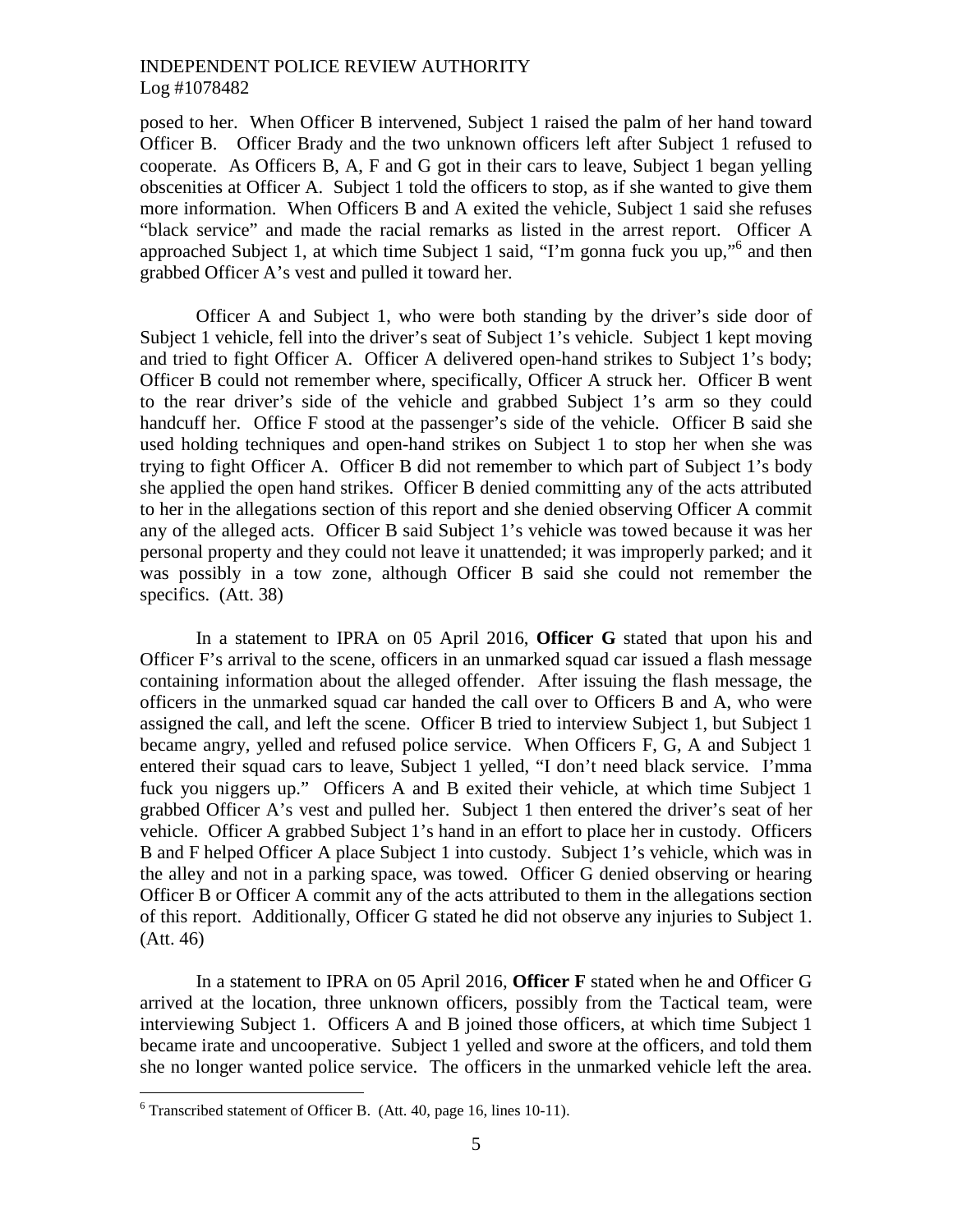posed to her. When Officer B intervened, Subject 1 raised the palm of her hand toward Officer B. Officer Brady and the two unknown officers left after Subject 1 refused to cooperate. As Officers B, A, F and G got in their cars to leave, Subject 1 began yelling obscenities at Officer A. Subject 1 told the officers to stop, as if she wanted to give them more information. When Officers B and A exited the vehicle, Subject 1 said she refuses "black service" and made the racial remarks as listed in the arrest report. Officer A approached Subject 1, at which time Subject 1 said, "I'm gonna fuck you up,"[6] and then grabbed Officer A's vest and pulled it toward her.

Officer A and Subject 1, who were both standing by the driver's side door of Subject 1 vehicle, fell into the driver's seat of Subject 1's vehicle. Subject 1 kept moving and tried to fight Officer A. Officer A delivered open-hand strikes to Subject 1's body; Officer B could not remember where, specifically, Officer A struck her. Officer B went to the rear driver's side of the vehicle and grabbed Subject 1's arm so they could handcuff her. Office F stood at the passenger's side of the vehicle. Officer B said she used holding techniques and open-hand strikes on Subject 1 to stop her when she was trying to fight Officer A. Officer B did not remember to which part of Subject 1's body she applied the open hand strikes. Officer B denied committing any of the acts attributed to her in the allegations section of this report and she denied observing Officer A commit any of the alleged acts. Officer B said Subject 1's vehicle was towed because it was her personal property and they could not leave it unattended; it was improperly parked; and it was possibly in a tow zone, although Officer B said she could not remember the specifics. (Att. 38)

In a statement to IPRA on 05 April 2016, **Officer G** stated that upon his and Officer F's arrival to the scene, officers in an unmarked squad car issued a flash message containing information about the alleged offender. After issuing the flash message, the officers in the unmarked squad car handed the call over to Officers B and A, who were assigned the call, and left the scene. Officer B tried to interview Subject 1, but Subject 1 became angry, yelled and refused police service. When Officers F, G, A and Subject 1 entered their squad cars to leave, Subject 1 yelled, "I don't need black service. I'mma fuck you niggers up." Officers A and B exited their vehicle, at which time Subject 1 grabbed Officer A's vest and pulled her. Subject 1 then entered the driver's seat of her vehicle. Officer A grabbed Subject 1's hand in an effort to place her in custody. Officers B and F helped Officer A place Subject 1 into custody. Subject 1's vehicle, which was in the alley and not in a parking space, was towed. Officer G denied observing or hearing Officer B or Officer A commit any of the acts attributed to them in the allegations section of this report. Additionally, Officer G stated he did not observe any injuries to Subject 1. (Att. 46)

In a statement to IPRA on 05 April 2016, **Officer F** stated when he and Officer G arrived at the location, three unknown officers, possibly from the Tactical team, were interviewing Subject 1. Officers A and B joined those officers, at which time Subject 1 became irate and uncooperative. Subject 1 yelled and swore at the officers, and told them she no longer wanted police service. The officers in the unmarked vehicle left the area.

---

[6] Transcribed statement of Officer B. (Att. 40, page 16, lines 10-11).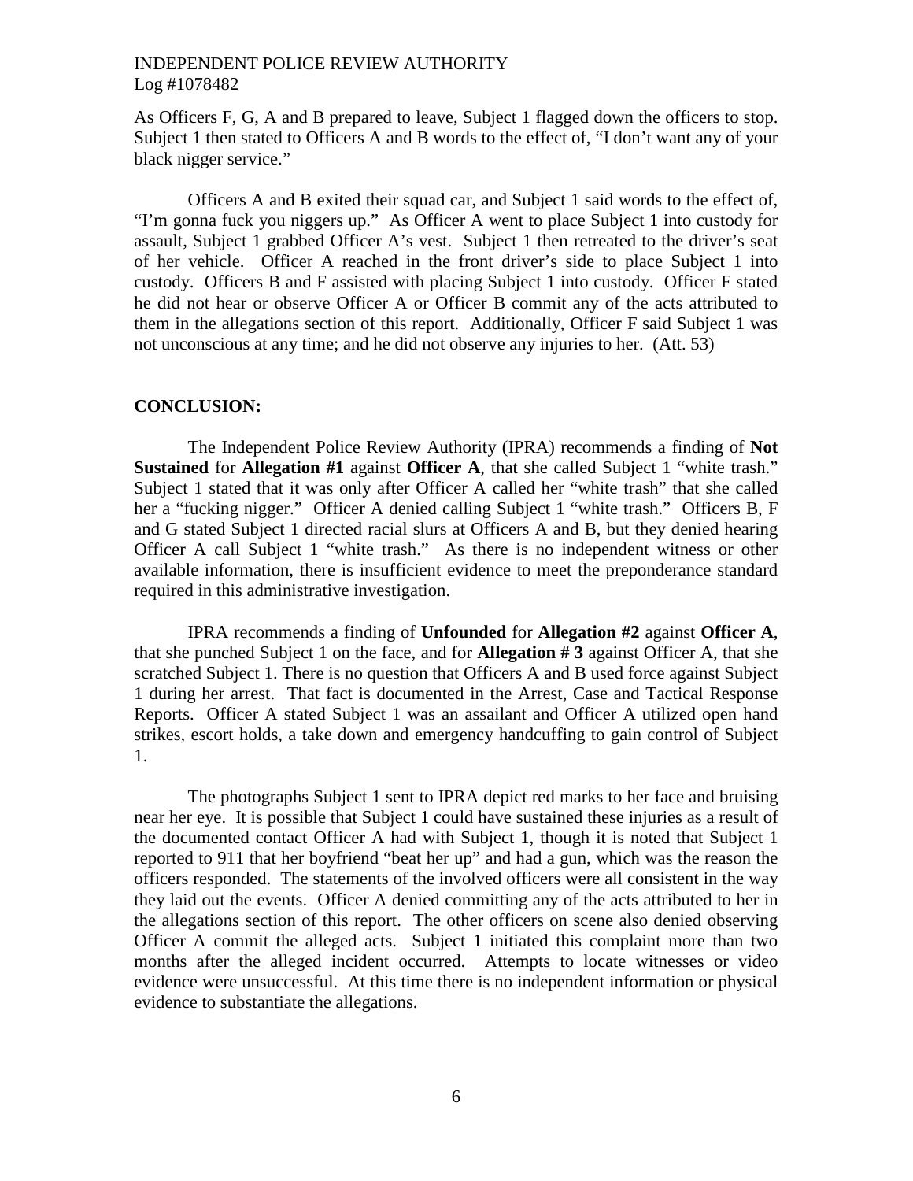As Officers F, G, A and B prepared to leave, Subject 1 flagged down the officers to stop. Subject 1 then stated to Officers A and B words to the effect of, "I don't want any of your black nigger service."

Officers A and B exited their squad car, and Subject 1 said words to the effect of, "I'm gonna fuck you niggers up." As Officer A went to place Subject 1 into custody for assault, Subject 1 grabbed Officer A's vest. Subject 1 then retreated to the driver's seat of her vehicle. Officer A reached in the front driver's side to place Subject 1 into custody. Officers B and F assisted with placing Subject 1 into custody. Officer F stated he did not hear or observe Officer A or Officer B commit any of the acts attributed to them in the allegations section of this report. Additionally, Officer F said Subject 1 was not unconscious at any time; and he did not observe any injuries to her. (Att. 53)

## CONCLUSION:

The Independent Police Review Authority (IPRA) recommends a finding of **Not Sustained** for **Allegation #1** against **Officer A**, that she called Subject 1 "white trash." Subject 1 stated that it was only after Officer A called her "white trash" that she called her a "fucking nigger." Officer A denied calling Subject 1 "white trash." Officers B, F and G stated Subject 1 directed racial slurs at Officers A and B, but they denied hearing Officer A call Subject 1 "white trash." As there is no independent witness or other available information, there is insufficient evidence to meet the preponderance standard required in this administrative investigation.

IPRA recommends a finding of **Unfounded** for **Allegation #2** against **Officer A**, that she punched Subject 1 on the face, and for **Allegation # 3** against Officer A, that she scratched Subject 1. There is no question that Officers A and B used force against Subject 1 during her arrest. That fact is documented in the Arrest, Case and Tactical Response Reports. Officer A stated Subject 1 was an assailant and Officer A utilized open hand strikes, escort holds, a take down and emergency handcuffing to gain control of Subject 1.

The photographs Subject 1 sent to IPRA depict red marks to her face and bruising near her eye. It is possible that Subject 1 could have sustained these injuries as a result of the documented contact Officer A had with Subject 1, though it is noted that Subject 1 reported to 911 that her boyfriend "beat her up" and had a gun, which was the reason the officers responded. The statements of the involved officers were all consistent in the way they laid out the events. Officer A denied committing any of the acts attributed to her in the allegations section of this report. The other officers on scene also denied observing Officer A commit the alleged acts. Subject 1 initiated this complaint more than two months after the alleged incident occurred. Attempts to locate witnesses or video evidence were unsuccessful. At this time there is no independent information or physical evidence to substantiate the allegations.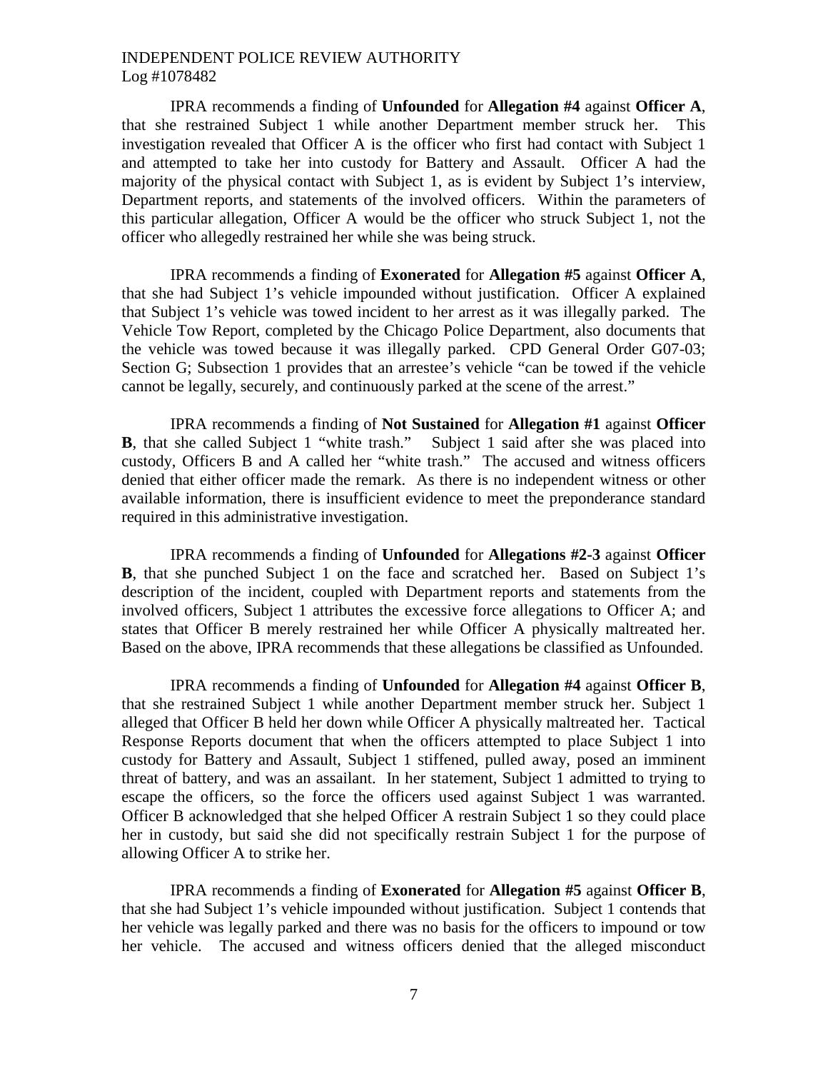IPRA recommends a finding of **Unfounded** for **Allegation #4** against **Officer A**, that she restrained Subject 1 while another Department member struck her. This investigation revealed that Officer A is the officer who first had contact with Subject 1 and attempted to take her into custody for Battery and Assault. Officer A had the majority of the physical contact with Subject 1, as is evident by Subject 1's interview, Department reports, and statements of the involved officers. Within the parameters of this particular allegation, Officer A would be the officer who struck Subject 1, not the officer who allegedly restrained her while she was being struck.

IPRA recommends a finding of **Exonerated** for **Allegation #5** against **Officer A**, that she had Subject 1's vehicle impounded without justification. Officer A explained that Subject 1's vehicle was towed incident to her arrest as it was illegally parked. The Vehicle Tow Report, completed by the Chicago Police Department, also documents that the vehicle was towed because it was illegally parked. CPD General Order G07-03; Section G; Subsection 1 provides that an arrestee's vehicle "can be towed if the vehicle cannot be legally, securely, and continuously parked at the scene of the arrest."

IPRA recommends a finding of **Not Sustained** for **Allegation #1** against **Officer B**, that she called Subject 1 "white trash." Subject 1 said after she was placed into custody, Officers B and A called her "white trash." The accused and witness officers denied that either officer made the remark. As there is no independent witness or other available information, there is insufficient evidence to meet the preponderance standard required in this administrative investigation.

IPRA recommends a finding of **Unfounded** for **Allegations #2-3** against **Officer B**, that she punched Subject 1 on the face and scratched her. Based on Subject 1's description of the incident, coupled with Department reports and statements from the involved officers, Subject 1 attributes the excessive force allegations to Officer A; and states that Officer B merely restrained her while Officer A physically maltreated her. Based on the above, IPRA recommends that these allegations be classified as Unfounded.

IPRA recommends a finding of **Unfounded** for **Allegation #4** against **Officer B**, that she restrained Subject 1 while another Department member struck her. Subject 1 alleged that Officer B held her down while Officer A physically maltreated her. Tactical Response Reports document that when the officers attempted to place Subject 1 into custody for Battery and Assault, Subject 1 stiffened, pulled away, posed an imminent threat of battery, and was an assailant. In her statement, Subject 1 admitted to trying to escape the officers, so the force the officers used against Subject 1 was warranted. Officer B acknowledged that she helped Officer A restrain Subject 1 so they could place her in custody, but said she did not specifically restrain Subject 1 for the purpose of allowing Officer A to strike her.

IPRA recommends a finding of **Exonerated** for **Allegation #5** against **Officer B**, that she had Subject 1's vehicle impounded without justification. Subject 1 contends that her vehicle was legally parked and there was no basis for the officers to impound or tow her vehicle. The accused and witness officers denied that the alleged misconduct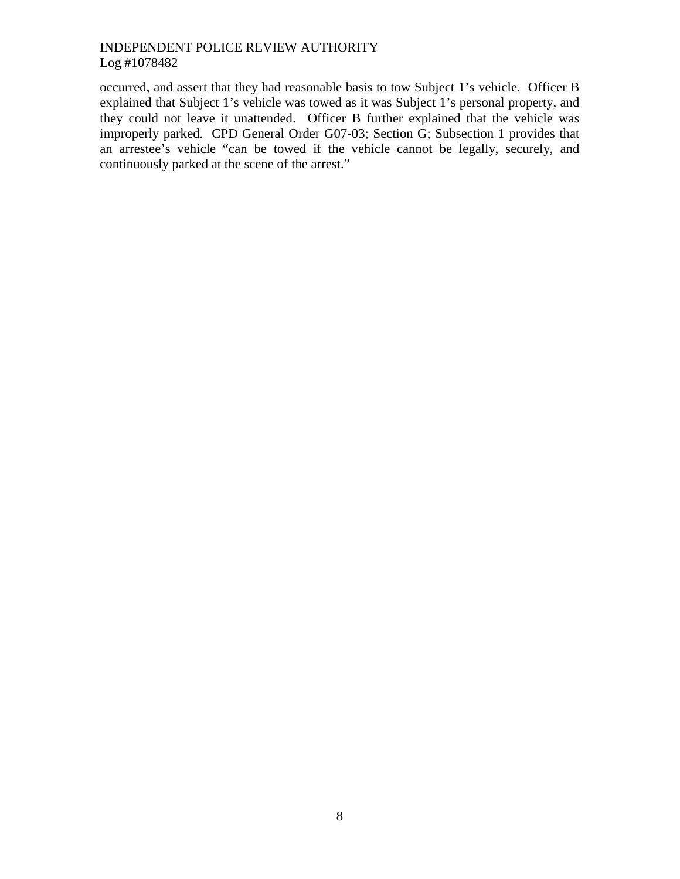occurred, and assert that they had reasonable basis to tow Subject 1's vehicle. Officer B explained that Subject 1's vehicle was towed as it was Subject 1's personal property, and they could not leave it unattended. Officer B further explained that the vehicle was improperly parked. CPD General Order G07-03; Section G; Subsection 1 provides that an arrestee's vehicle "can be towed if the vehicle cannot be legally, securely, and continuously parked at the scene of the arrest."